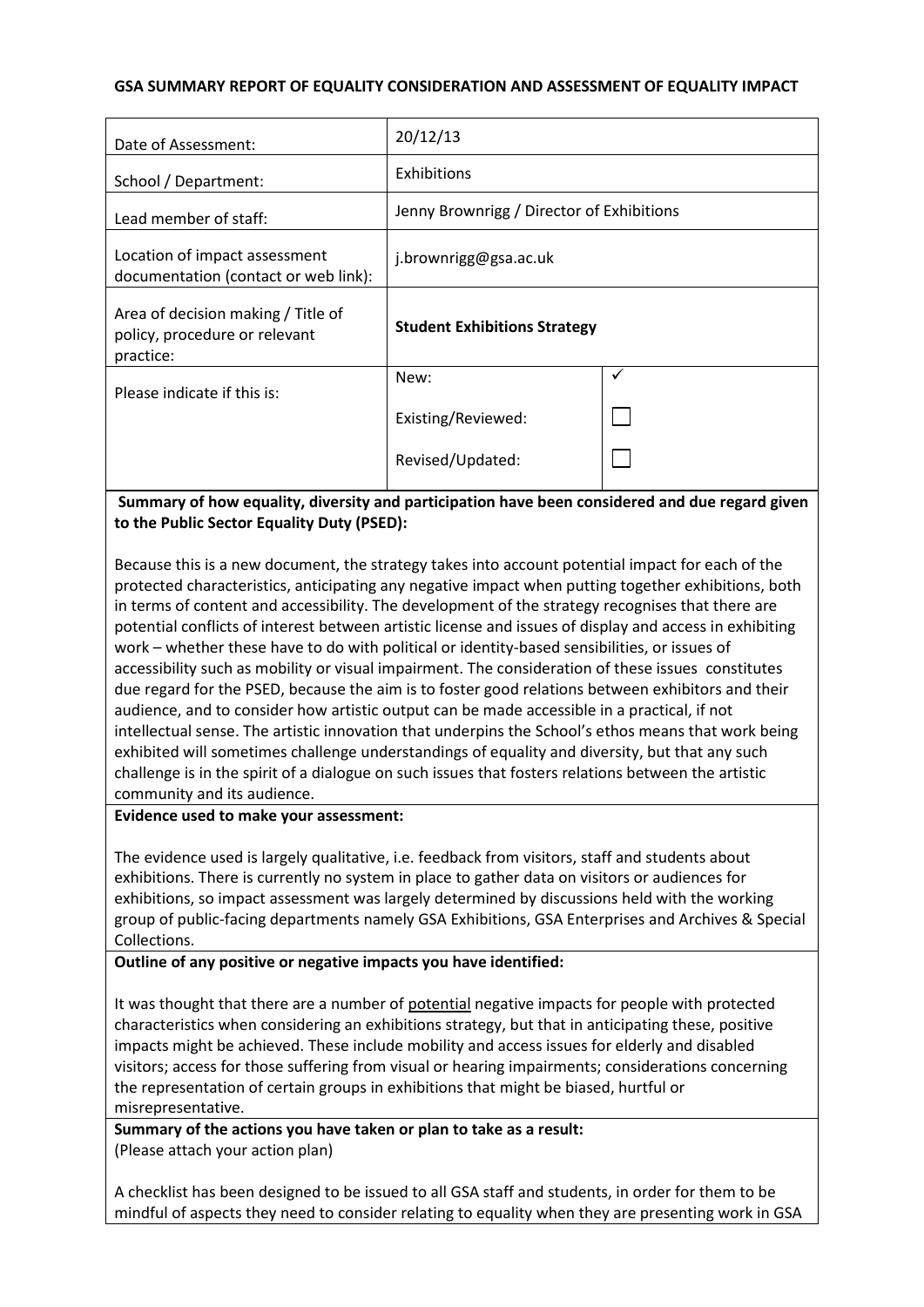**GSA SUMMARY REPORT OF EQUALITY CONSIDERATION AND ASSESSMENT OF EQUALITY IMPACT**

| | | |
|---|---|---|
| Date of Assessment: | 20/12/13 | |
| School / Department: | Exhibitions | |
| Lead member of staff: | Jenny Brownrigg / Director of Exhibitions | |
| Location of impact assessment documentation (contact or web link): | j.brownrigg@gsa.ac.uk | |
| Area of decision making / Title of policy, procedure or relevant practice: | **Student Exhibitions Strategy** | |
| Please indicate if this is: | New: | ✓ |
| | Existing/Reviewed: | ☐ |
| | Revised/Updated: | ☐ |

**Summary of how equality, diversity and participation have been considered and due regard given to the Public Sector Equality Duty (PSED):**

Because this is a new document, the strategy takes into account potential impact for each of the protected characteristics, anticipating any negative impact when putting together exhibitions, both in terms of content and accessibility. The development of the strategy recognises that there are potential conflicts of interest between artistic license and issues of display and access in exhibiting work – whether these have to do with political or identity-based sensibilities, or issues of accessibility such as mobility or visual impairment. The consideration of these issues constitutes due regard for the PSED, because the aim is to foster good relations between exhibitors and their audience, and to consider how artistic output can be made accessible in a practical, if not intellectual sense. The artistic innovation that underpins the School's ethos means that work being exhibited will sometimes challenge understandings of equality and diversity, but that any such challenge is in the spirit of a dialogue on such issues that fosters relations between the artistic community and its audience.

**Evidence used to make your assessment:**

The evidence used is largely qualitative, i.e. feedback from visitors, staff and students about exhibitions. There is currently no system in place to gather data on visitors or audiences for exhibitions, so impact assessment was largely determined by discussions held with the working group of public-facing departments namely GSA Exhibitions, GSA Enterprises and Archives & Special Collections.

**Outline of any positive or negative impacts you have identified:**

It was thought that there are a number of potential negative impacts for people with protected characteristics when considering an exhibitions strategy, but that in anticipating these, positive impacts might be achieved. These include mobility and access issues for elderly and disabled visitors; access for those suffering from visual or hearing impairments; considerations concerning the representation of certain groups in exhibitions that might be biased, hurtful or misrepresentative.

**Summary of the actions you have taken or plan to take as a result:**
(Please attach your action plan)

A checklist has been designed to be issued to all GSA staff and students, in order for them to be mindful of aspects they need to consider relating to equality when they are presenting work in GSA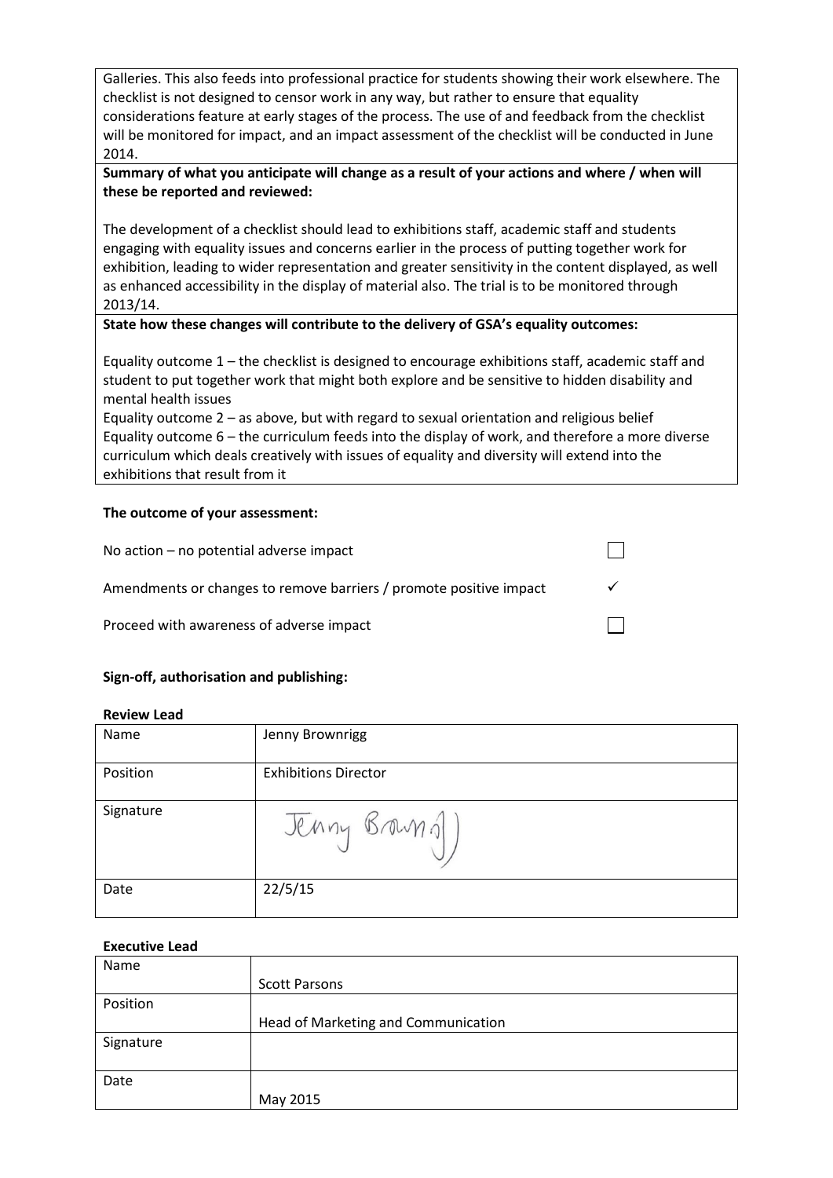Galleries. This also feeds into professional practice for students showing their work elsewhere. The checklist is not designed to censor work in any way, but rather to ensure that equality considerations feature at early stages of the process. The use of and feedback from the checklist will be monitored for impact, and an impact assessment of the checklist will be conducted in June 2014.

**Summary of what you anticipate will change as a result of your actions and where / when will these be reported and reviewed:**

The development of a checklist should lead to exhibitions staff, academic staff and students engaging with equality issues and concerns earlier in the process of putting together work for exhibition, leading to wider representation and greater sensitivity in the content displayed, as well as enhanced accessibility in the display of material also. The trial is to be monitored through 2013/14.

**State how these changes will contribute to the delivery of GSA's equality outcomes:**

Equality outcome 1 – the checklist is designed to encourage exhibitions staff, academic staff and student to put together work that might both explore and be sensitive to hidden disability and mental health issues

Equality outcome 2 – as above, but with regard to sexual orientation and religious belief

Equality outcome 6 – the curriculum feeds into the display of work, and therefore a more diverse curriculum which deals creatively with issues of equality and diversity will extend into the exhibitions that result from it

**The outcome of your assessment:**

| | |
|---|---|
| No action – no potential adverse impact | ☐ |
| Amendments or changes to remove barriers / promote positive impact | ✓ |
| Proceed with awareness of adverse impact | ☐ |

**Sign-off, authorisation and publishing:**

**Review Lead**

| | |
|---|---|
| Name | Jenny Brownrigg |
| Position | Exhibitions Director |
| Signature | Jenny Brownrigg |
| Date | 22/5/15 |

**Executive Lead**

| | |
|---|---|
| Name | Scott Parsons |
| Position | Head of Marketing and Communication |
| Signature | |
| Date | May 2015 |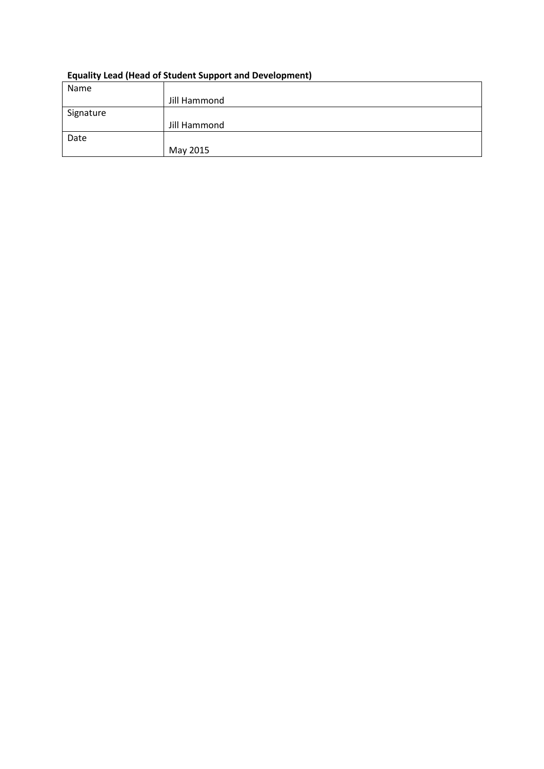**Equality Lead (Head of Student Support and Development)**

| | |
|---|---|
| Name | Jill Hammond |
| Signature | Jill Hammond |
| Date | May 2015 |